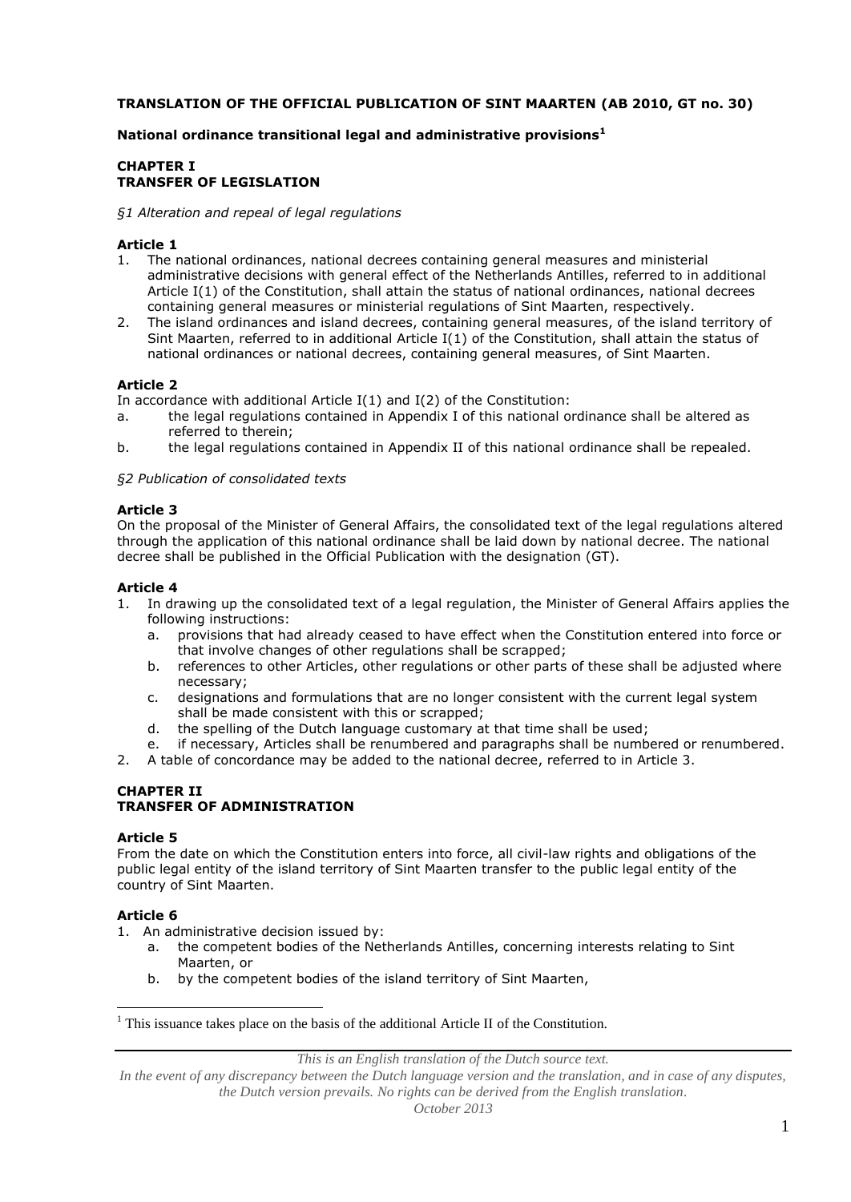**TRANSLATION OF THE OFFICIAL PUBLICATION OF SINT MAARTEN (AB 2010, GT no. 30)**

**National ordinance transitional legal and administrative provisions**[1]

## CHAPTER I
## TRANSFER OF LEGISLATION

*§1 Alteration and repeal of legal regulations*

### Article 1

1. The national ordinances, national decrees containing general measures and ministerial administrative decisions with general effect of the Netherlands Antilles, referred to in additional Article I(1) of the Constitution, shall attain the status of national ordinances, national decrees containing general measures or ministerial regulations of Sint Maarten, respectively.
2. The island ordinances and island decrees, containing general measures, of the island territory of Sint Maarten, referred to in additional Article I(1) of the Constitution, shall attain the status of national ordinances or national decrees, containing general measures, of Sint Maarten.

### Article 2

In accordance with additional Article I(1) and I(2) of the Constitution:

a. the legal regulations contained in Appendix I of this national ordinance shall be altered as referred to therein;
b. the legal regulations contained in Appendix II of this national ordinance shall be repealed.

*§2 Publication of consolidated texts*

### Article 3

On the proposal of the Minister of General Affairs, the consolidated text of the legal regulations altered through the application of this national ordinance shall be laid down by national decree. The national decree shall be published in the Official Publication with the designation (GT).

### Article 4

1. In drawing up the consolidated text of a legal regulation, the Minister of General Affairs applies the following instructions:
   a. provisions that had already ceased to have effect when the Constitution entered into force or that involve changes of other regulations shall be scrapped;
   b. references to other Articles, other regulations or other parts of these shall be adjusted where necessary;
   c. designations and formulations that are no longer consistent with the current legal system shall be made consistent with this or scrapped;
   d. the spelling of the Dutch language customary at that time shall be used;
   e. if necessary, Articles shall be renumbered and paragraphs shall be numbered or renumbered.
2. A table of concordance may be added to the national decree, referred to in Article 3.

## CHAPTER II
## TRANSFER OF ADMINISTRATION

### Article 5

From the date on which the Constitution enters into force, all civil-law rights and obligations of the public legal entity of the island territory of Sint Maarten transfer to the public legal entity of the country of Sint Maarten.

### Article 6

1. An administrative decision issued by:
   a. the competent bodies of the Netherlands Antilles, concerning interests relating to Sint Maarten, or
   b. by the competent bodies of the island territory of Sint Maarten,

[1] This issuance takes place on the basis of the additional Article II of the Constitution.

*This is an English translation of the Dutch source text.*
*In the event of any discrepancy between the Dutch language version and the translation, and in case of any disputes, the Dutch version prevails. No rights can be derived from the English translation.*
*October 2013*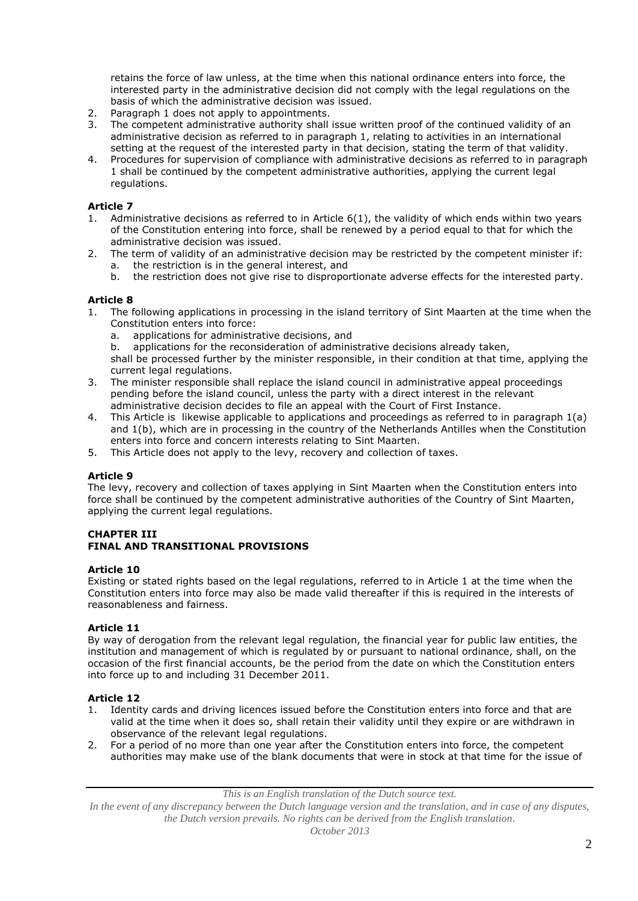retains the force of law unless, at the time when this national ordinance enters into force, the interested party in the administrative decision did not comply with the legal regulations on the basis of which the administrative decision was issued.

2. Paragraph 1 does not apply to appointments.
3. The competent administrative authority shall issue written proof of the continued validity of an administrative decision as referred to in paragraph 1, relating to activities in an international setting at the request of the interested party in that decision, stating the term of that validity.
4. Procedures for supervision of compliance with administrative decisions as referred to in paragraph 1 shall be continued by the competent administrative authorities, applying the current legal regulations.

**Article 7**

1. Administrative decisions as referred to in Article 6(1), the validity of which ends within two years of the Constitution entering into force, shall be renewed by a period equal to that for which the administrative decision was issued.
2. The term of validity of an administrative decision may be restricted by the competent minister if:
   a. the restriction is in the general interest, and
   b. the restriction does not give rise to disproportionate adverse effects for the interested party.

**Article 8**

1. The following applications in processing in the island territory of Sint Maarten at the time when the Constitution enters into force:
   a. applications for administrative decisions, and
   b. applications for the reconsideration of administrative decisions already taken,

   shall be processed further by the minister responsible, in their condition at that time, applying the current legal regulations.
3. The minister responsible shall replace the island council in administrative appeal proceedings pending before the island council, unless the party with a direct interest in the relevant administrative decision decides to file an appeal with the Court of First Instance.
4. This Article is likewise applicable to applications and proceedings as referred to in paragraph 1(a) and 1(b), which are in processing in the country of the Netherlands Antilles when the Constitution enters into force and concern interests relating to Sint Maarten.
5. This Article does not apply to the levy, recovery and collection of taxes.

**Article 9**

The levy, recovery and collection of taxes applying in Sint Maarten when the Constitution enters into force shall be continued by the competent administrative authorities of the Country of Sint Maarten, applying the current legal regulations.

**CHAPTER III**
**FINAL AND TRANSITIONAL PROVISIONS**

**Article 10**

Existing or stated rights based on the legal regulations, referred to in Article 1 at the time when the Constitution enters into force may also be made valid thereafter if this is required in the interests of reasonableness and fairness.

**Article 11**

By way of derogation from the relevant legal regulation, the financial year for public law entities, the institution and management of which is regulated by or pursuant to national ordinance, shall, on the occasion of the first financial accounts, be the period from the date on which the Constitution enters into force up to and including 31 December 2011.

**Article 12**

1. Identity cards and driving licences issued before the Constitution enters into force and that are valid at the time when it does so, shall retain their validity until they expire or are withdrawn in observance of the relevant legal regulations.
2. For a period of no more than one year after the Constitution enters into force, the competent authorities may make use of the blank documents that were in stock at that time for the issue of

*This is an English translation of the Dutch source text.*
*In the event of any discrepancy between the Dutch language version and the translation, and in case of any disputes, the Dutch version prevails. No rights can be derived from the English translation.*
*October 2013*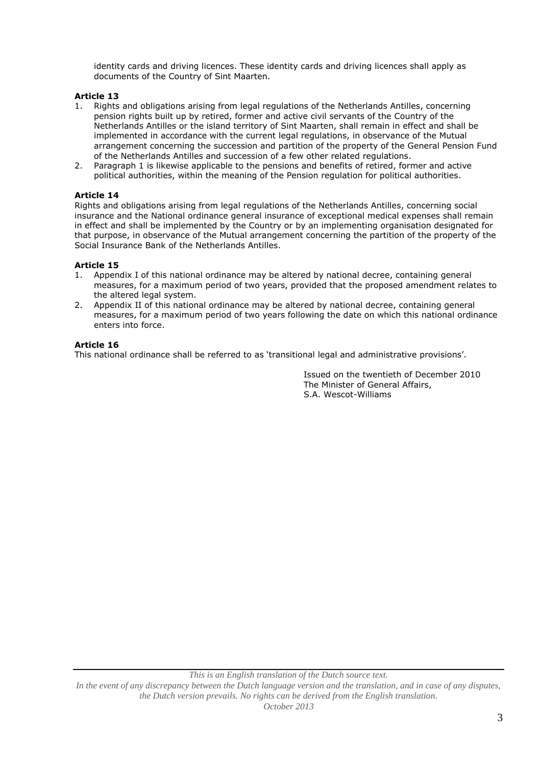identity cards and driving licences. These identity cards and driving licences shall apply as documents of the Country of Sint Maarten.

**Article 13**

1. Rights and obligations arising from legal regulations of the Netherlands Antilles, concerning pension rights built up by retired, former and active civil servants of the Country of the Netherlands Antilles or the island territory of Sint Maarten, shall remain in effect and shall be implemented in accordance with the current legal regulations, in observance of the Mutual arrangement concerning the succession and partition of the property of the General Pension Fund of the Netherlands Antilles and succession of a few other related regulations.
2. Paragraph 1 is likewise applicable to the pensions and benefits of retired, former and active political authorities, within the meaning of the Pension regulation for political authorities.

**Article 14**

Rights and obligations arising from legal regulations of the Netherlands Antilles, concerning social insurance and the National ordinance general insurance of exceptional medical expenses shall remain in effect and shall be implemented by the Country or by an implementing organisation designated for that purpose, in observance of the Mutual arrangement concerning the partition of the property of the Social Insurance Bank of the Netherlands Antilles.

**Article 15**

1. Appendix I of this national ordinance may be altered by national decree, containing general measures, for a maximum period of two years, provided that the proposed amendment relates to the altered legal system.
2. Appendix II of this national ordinance may be altered by national decree, containing general measures, for a maximum period of two years following the date on which this national ordinance enters into force.

**Article 16**

This national ordinance shall be referred to as 'transitional legal and administrative provisions'.

Issued on the twentieth of December 2010
The Minister of General Affairs,
S.A. Wescot-Williams

*This is an English translation of the Dutch source text.*
*In the event of any discrepancy between the Dutch language version and the translation, and in case of any disputes, the Dutch version prevails. No rights can be derived from the English translation.*
*October 2013*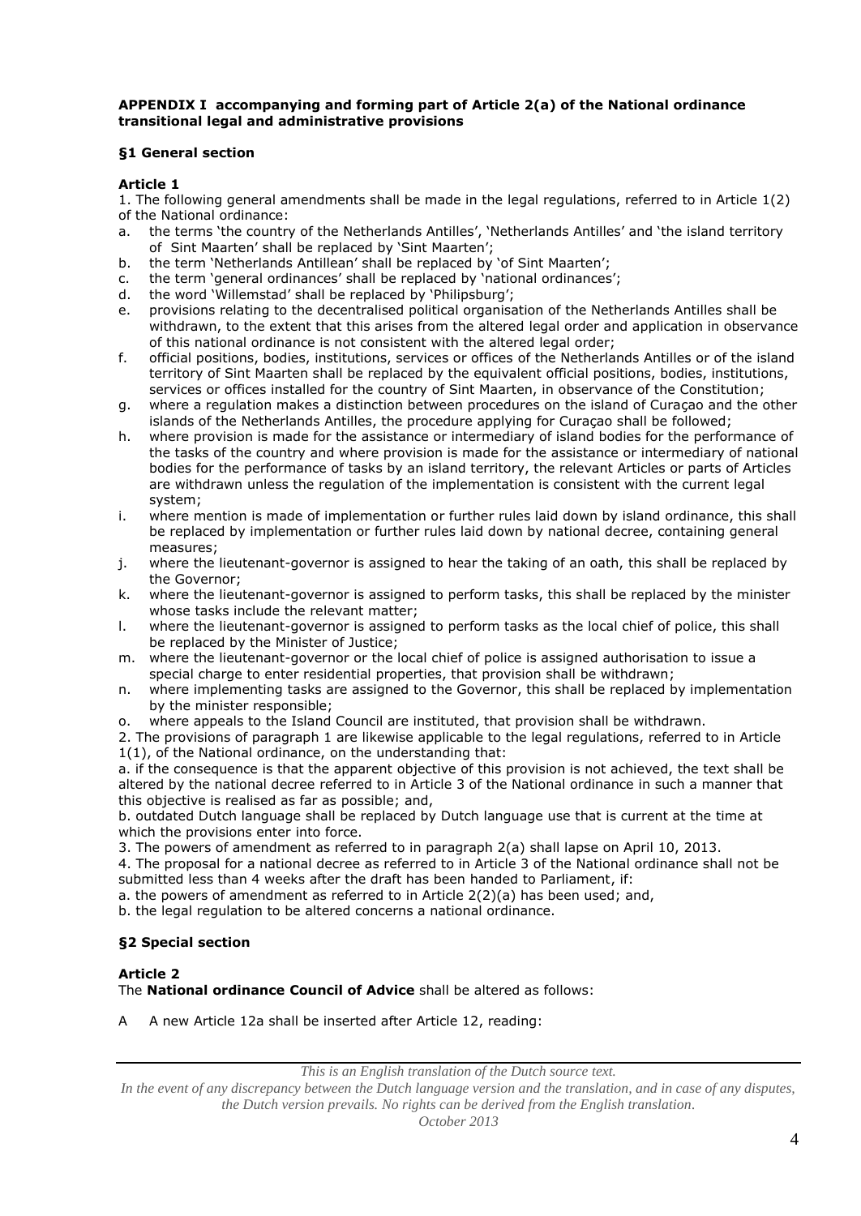**APPENDIX I accompanying and forming part of Article 2(a) of the National ordinance transitional legal and administrative provisions**

### §1 General section

**Article 1**

1. The following general amendments shall be made in the legal regulations, referred to in Article 1(2) of the National ordinance:

a. the terms 'the country of the Netherlands Antilles', 'Netherlands Antilles' and 'the island territory of Sint Maarten' shall be replaced by 'Sint Maarten';
b. the term 'Netherlands Antillean' shall be replaced by 'of Sint Maarten';
c. the term 'general ordinances' shall be replaced by 'national ordinances';
d. the word 'Willemstad' shall be replaced by 'Philipsburg';
e. provisions relating to the decentralised political organisation of the Netherlands Antilles shall be withdrawn, to the extent that this arises from the altered legal order and application in observance of this national ordinance is not consistent with the altered legal order;
f. official positions, bodies, institutions, services or offices of the Netherlands Antilles or of the island territory of Sint Maarten shall be replaced by the equivalent official positions, bodies, institutions, services or offices installed for the country of Sint Maarten, in observance of the Constitution;
g. where a regulation makes a distinction between procedures on the island of Curaçao and the other islands of the Netherlands Antilles, the procedure applying for Curaçao shall be followed;
h. where provision is made for the assistance or intermediary of island bodies for the performance of the tasks of the country and where provision is made for the assistance or intermediary of national bodies for the performance of tasks by an island territory, the relevant Articles or parts of Articles are withdrawn unless the regulation of the implementation is consistent with the current legal system;
i. where mention is made of implementation or further rules laid down by island ordinance, this shall be replaced by implementation or further rules laid down by national decree, containing general measures;
j. where the lieutenant-governor is assigned to hear the taking of an oath, this shall be replaced by the Governor;
k. where the lieutenant-governor is assigned to perform tasks, this shall be replaced by the minister whose tasks include the relevant matter;
l. where the lieutenant-governor is assigned to perform tasks as the local chief of police, this shall be replaced by the Minister of Justice;
m. where the lieutenant-governor or the local chief of police is assigned authorisation to issue a special charge to enter residential properties, that provision shall be withdrawn;
n. where implementing tasks are assigned to the Governor, this shall be replaced by implementation by the minister responsible;
o. where appeals to the Island Council are instituted, that provision shall be withdrawn.

2. The provisions of paragraph 1 are likewise applicable to the legal regulations, referred to in Article 1(1), of the National ordinance, on the understanding that:

a. if the consequence is that the apparent objective of this provision is not achieved, the text shall be altered by the national decree referred to in Article 3 of the National ordinance in such a manner that this objective is realised as far as possible; and,
b. outdated Dutch language shall be replaced by Dutch language use that is current at the time at which the provisions enter into force.

3. The powers of amendment as referred to in paragraph 2(a) shall lapse on April 10, 2013.

4. The proposal for a national decree as referred to in Article 3 of the National ordinance shall not be submitted less than 4 weeks after the draft has been handed to Parliament, if:

a. the powers of amendment as referred to in Article 2(2)(a) has been used; and,
b. the legal regulation to be altered concerns a national ordinance.

### §2 Special section

**Article 2**

The **National ordinance Council of Advice** shall be altered as follows:

A A new Article 12a shall be inserted after Article 12, reading: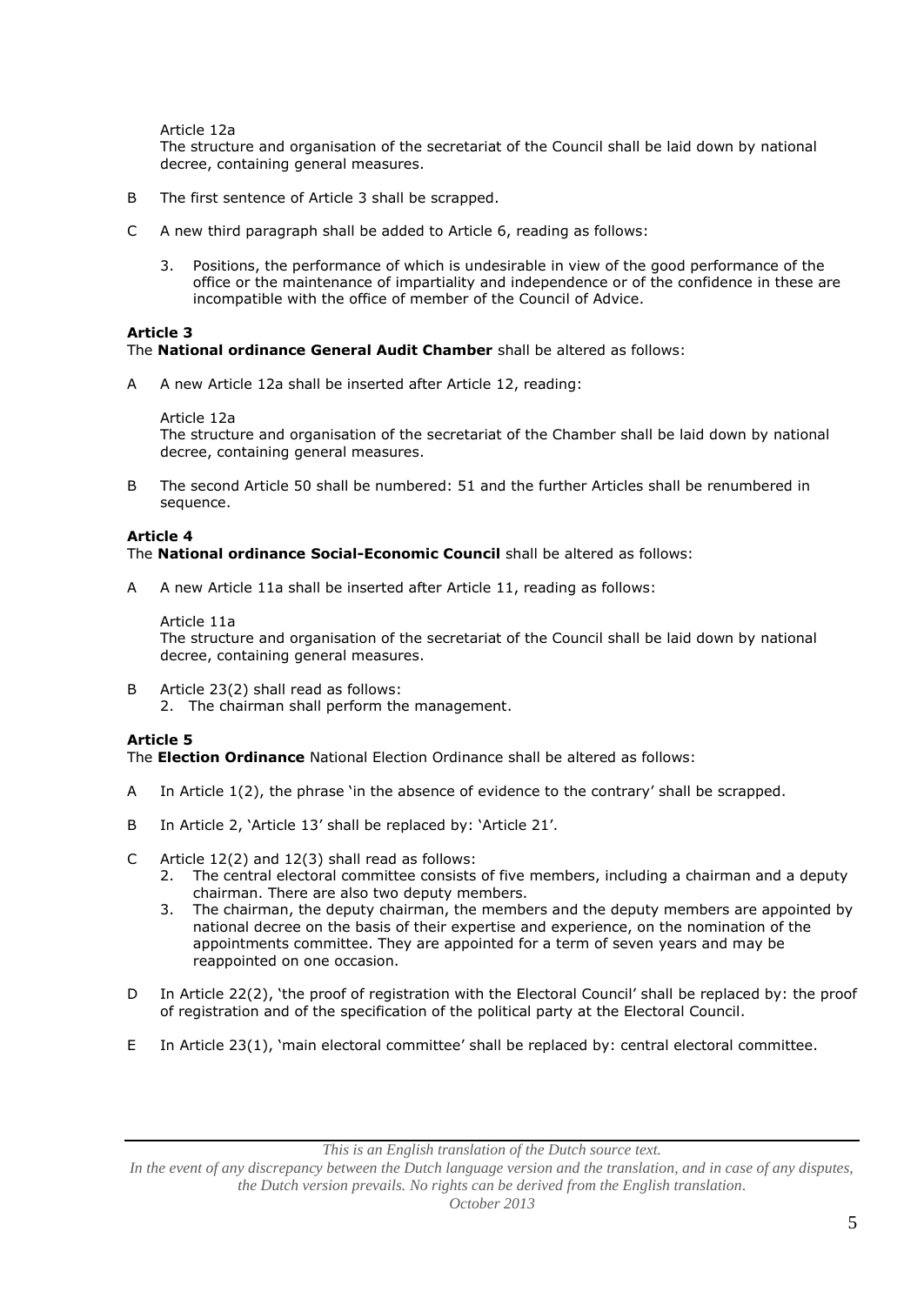Article 12a
The structure and organisation of the secretariat of the Council shall be laid down by national decree, containing general measures.

B The first sentence of Article 3 shall be scrapped.

C A new third paragraph shall be added to Article 6, reading as follows:

3. Positions, the performance of which is undesirable in view of the good performance of the office or the maintenance of impartiality and independence or of the confidence in these are incompatible with the office of member of the Council of Advice.

**Article 3**
The **National ordinance General Audit Chamber** shall be altered as follows:

A A new Article 12a shall be inserted after Article 12, reading:

Article 12a
The structure and organisation of the secretariat of the Chamber shall be laid down by national decree, containing general measures.

B The second Article 50 shall be numbered: 51 and the further Articles shall be renumbered in sequence.

**Article 4**
The **National ordinance Social-Economic Council** shall be altered as follows:

A A new Article 11a shall be inserted after Article 11, reading as follows:

Article 11a
The structure and organisation of the secretariat of the Council shall be laid down by national decree, containing general measures.

B Article 23(2) shall read as follows:
2. The chairman shall perform the management.

**Article 5**
The **Election Ordinance** National Election Ordinance shall be altered as follows:

A In Article 1(2), the phrase 'in the absence of evidence to the contrary' shall be scrapped.

B In Article 2, 'Article 13' shall be replaced by: 'Article 21'.

C Article 12(2) and 12(3) shall read as follows:
2. The central electoral committee consists of five members, including a chairman and a deputy chairman. There are also two deputy members.
3. The chairman, the deputy chairman, the members and the deputy members are appointed by national decree on the basis of their expertise and experience, on the nomination of the appointments committee. They are appointed for a term of seven years and may be reappointed on one occasion.

D In Article 22(2), 'the proof of registration with the Electoral Council' shall be replaced by: the proof of registration and of the specification of the political party at the Electoral Council.

E In Article 23(1), 'main electoral committee' shall be replaced by: central electoral committee.

*This is an English translation of the Dutch source text.*
*In the event of any discrepancy between the Dutch language version and the translation, and in case of any disputes, the Dutch version prevails. No rights can be derived from the English translation.*
*October 2013*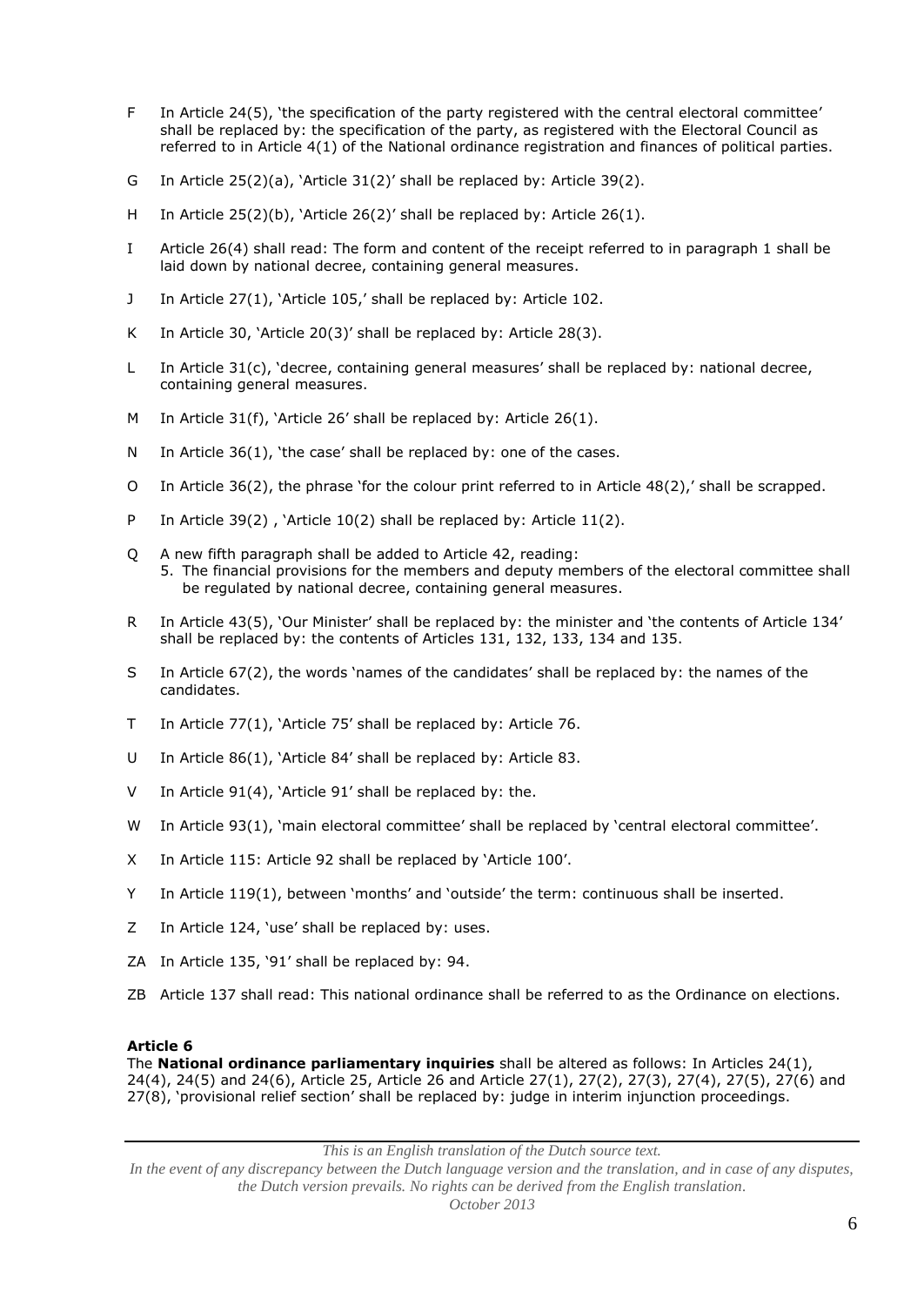F In Article 24(5), 'the specification of the party registered with the central electoral committee' shall be replaced by: the specification of the party, as registered with the Electoral Council as referred to in Article 4(1) of the National ordinance registration and finances of political parties.

G In Article 25(2)(a), 'Article 31(2)' shall be replaced by: Article 39(2).

H In Article 25(2)(b), 'Article 26(2)' shall be replaced by: Article 26(1).

I Article 26(4) shall read: The form and content of the receipt referred to in paragraph 1 shall be laid down by national decree, containing general measures.

J In Article 27(1), 'Article 105,' shall be replaced by: Article 102.

K In Article 30, 'Article 20(3)' shall be replaced by: Article 28(3).

L In Article 31(c), 'decree, containing general measures' shall be replaced by: national decree, containing general measures.

M In Article 31(f), 'Article 26' shall be replaced by: Article 26(1).

N In Article 36(1), 'the case' shall be replaced by: one of the cases.

O In Article 36(2), the phrase 'for the colour print referred to in Article 48(2),' shall be scrapped.

P In Article 39(2) , 'Article 10(2) shall be replaced by: Article 11(2).

Q A new fifth paragraph shall be added to Article 42, reading:
  5. The financial provisions for the members and deputy members of the electoral committee shall be regulated by national decree, containing general measures.

R In Article 43(5), 'Our Minister' shall be replaced by: the minister and 'the contents of Article 134' shall be replaced by: the contents of Articles 131, 132, 133, 134 and 135.

S In Article 67(2), the words 'names of the candidates' shall be replaced by: the names of the candidates.

T In Article 77(1), 'Article 75' shall be replaced by: Article 76.

U In Article 86(1), 'Article 84' shall be replaced by: Article 83.

V In Article 91(4), 'Article 91' shall be replaced by: the.

W In Article 93(1), 'main electoral committee' shall be replaced by 'central electoral committee'.

X In Article 115: Article 92 shall be replaced by 'Article 100'.

Y In Article 119(1), between 'months' and 'outside' the term: continuous shall be inserted.

Z In Article 124, 'use' shall be replaced by: uses.

ZA In Article 135, '91' shall be replaced by: 94.

ZB Article 137 shall read: This national ordinance shall be referred to as the Ordinance on elections.

**Article 6**
The **National ordinance parliamentary inquiries** shall be altered as follows: In Articles 24(1), 24(4), 24(5) and 24(6), Article 25, Article 26 and Article 27(1), 27(2), 27(3), 27(4), 27(5), 27(6) and 27(8), 'provisional relief section' shall be replaced by: judge in interim injunction proceedings.

*This is an English translation of the Dutch source text.*
*In the event of any discrepancy between the Dutch language version and the translation, and in case of any disputes, the Dutch version prevails. No rights can be derived from the English translation.*
*October 2013*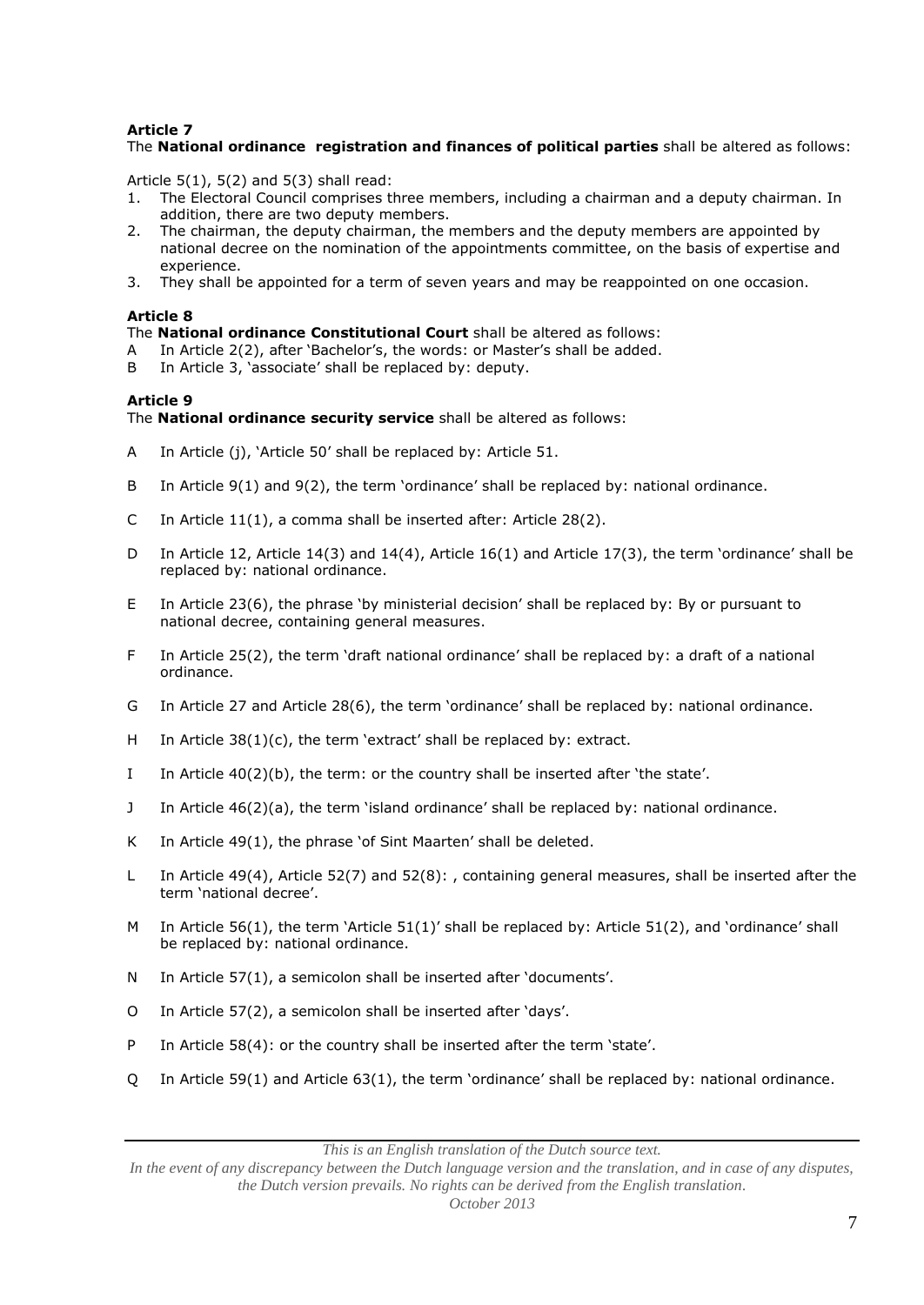**Article 7**
The **National ordinance registration and finances of political parties** shall be altered as follows:

Article 5(1), 5(2) and 5(3) shall read:

1. The Electoral Council comprises three members, including a chairman and a deputy chairman. In addition, there are two deputy members.
2. The chairman, the deputy chairman, the members and the deputy members are appointed by national decree on the nomination of the appointments committee, on the basis of expertise and experience.
3. They shall be appointed for a term of seven years and may be reappointed on one occasion.

**Article 8**
The **National ordinance Constitutional Court** shall be altered as follows:

A In Article 2(2), after 'Bachelor's, the words: or Master's shall be added.

B In Article 3, 'associate' shall be replaced by: deputy.

**Article 9**
The **National ordinance security service** shall be altered as follows:

A In Article (j), 'Article 50' shall be replaced by: Article 51.

B In Article 9(1) and 9(2), the term 'ordinance' shall be replaced by: national ordinance.

C In Article 11(1), a comma shall be inserted after: Article 28(2).

D In Article 12, Article 14(3) and 14(4), Article 16(1) and Article 17(3), the term 'ordinance' shall be replaced by: national ordinance.

E In Article 23(6), the phrase 'by ministerial decision' shall be replaced by: By or pursuant to national decree, containing general measures.

F In Article 25(2), the term 'draft national ordinance' shall be replaced by: a draft of a national ordinance.

G In Article 27 and Article 28(6), the term 'ordinance' shall be replaced by: national ordinance.

H In Article 38(1)(c), the term 'extract' shall be replaced by: extract.

I In Article 40(2)(b), the term: or the country shall be inserted after 'the state'.

J In Article 46(2)(a), the term 'island ordinance' shall be replaced by: national ordinance.

K In Article 49(1), the phrase 'of Sint Maarten' shall be deleted.

L In Article 49(4), Article 52(7) and 52(8): , containing general measures, shall be inserted after the term 'national decree'.

M In Article 56(1), the term 'Article 51(1)' shall be replaced by: Article 51(2), and 'ordinance' shall be replaced by: national ordinance.

N In Article 57(1), a semicolon shall be inserted after 'documents'.

O In Article 57(2), a semicolon shall be inserted after 'days'.

P In Article 58(4): or the country shall be inserted after the term 'state'.

Q In Article 59(1) and Article 63(1), the term 'ordinance' shall be replaced by: national ordinance.

*This is an English translation of the Dutch source text.*
*In the event of any discrepancy between the Dutch language version and the translation, and in case of any disputes, the Dutch version prevails. No rights can be derived from the English translation.*
*October 2013*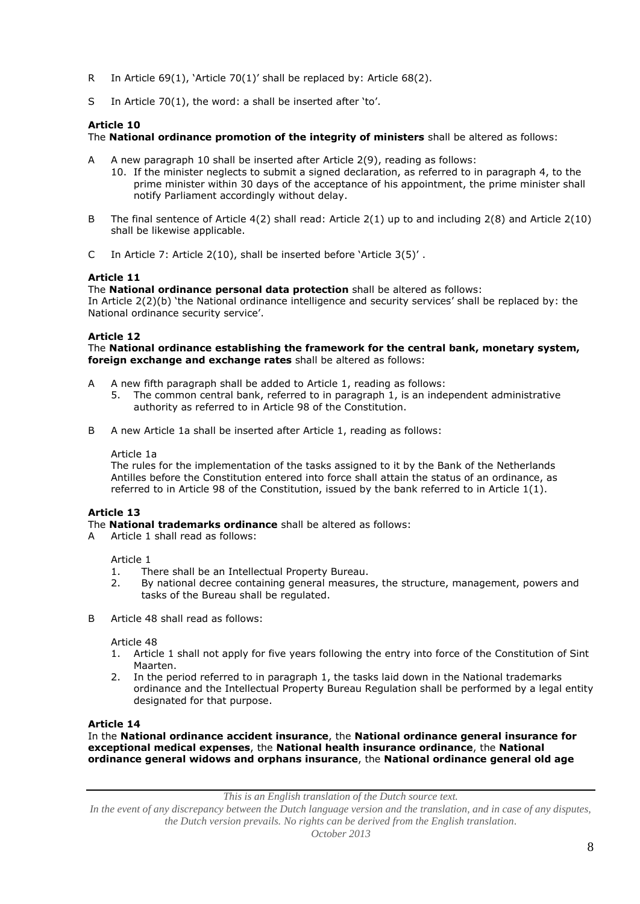R In Article 69(1), 'Article 70(1)' shall be replaced by: Article 68(2).

S In Article 70(1), the word: a shall be inserted after 'to'.

**Article 10**
The **National ordinance promotion of the integrity of ministers** shall be altered as follows:

A A new paragraph 10 shall be inserted after Article 2(9), reading as follows:
  10. If the minister neglects to submit a signed declaration, as referred to in paragraph 4, to the prime minister within 30 days of the acceptance of his appointment, the prime minister shall notify Parliament accordingly without delay.

B The final sentence of Article 4(2) shall read: Article 2(1) up to and including 2(8) and Article 2(10) shall be likewise applicable.

C In Article 7: Article 2(10), shall be inserted before 'Article 3(5)' .

**Article 11**
The **National ordinance personal data protection** shall be altered as follows:
In Article 2(2)(b) 'the National ordinance intelligence and security services' shall be replaced by: the National ordinance security service'.

**Article 12**
The **National ordinance establishing the framework for the central bank, monetary system, foreign exchange and exchange rates** shall be altered as follows:

A A new fifth paragraph shall be added to Article 1, reading as follows:
  5. The common central bank, referred to in paragraph 1, is an independent administrative authority as referred to in Article 98 of the Constitution.

B A new Article 1a shall be inserted after Article 1, reading as follows:

  Article 1a
  The rules for the implementation of the tasks assigned to it by the Bank of the Netherlands Antilles before the Constitution entered into force shall attain the status of an ordinance, as referred to in Article 98 of the Constitution, issued by the bank referred to in Article 1(1).

**Article 13**
The **National trademarks ordinance** shall be altered as follows:
A Article 1 shall read as follows:

  Article 1
  1. There shall be an Intellectual Property Bureau.
  2. By national decree containing general measures, the structure, management, powers and tasks of the Bureau shall be regulated.

B Article 48 shall read as follows:

  Article 48
  1. Article 1 shall not apply for five years following the entry into force of the Constitution of Sint Maarten.
  2. In the period referred to in paragraph 1, the tasks laid down in the National trademarks ordinance and the Intellectual Property Bureau Regulation shall be performed by a legal entity designated for that purpose.

**Article 14**
In the **National ordinance accident insurance**, the **National ordinance general insurance for exceptional medical expenses**, the **National health insurance ordinance**, the **National ordinance general widows and orphans insurance**, the **National ordinance general old age**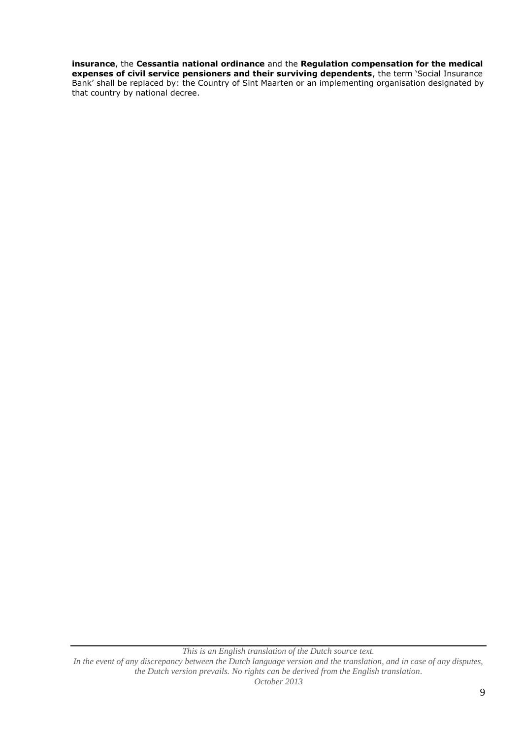**insurance**, the **Cessantia national ordinance** and the **Regulation compensation for the medical expenses of civil service pensioners and their surviving dependents**, the term 'Social Insurance Bank' shall be replaced by: the Country of Sint Maarten or an implementing organisation designated by that country by national decree.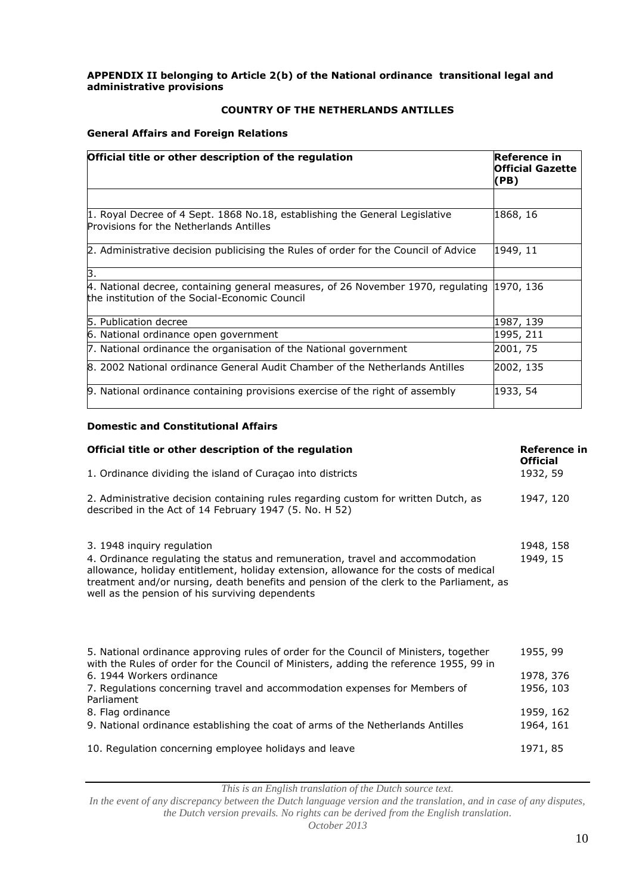**APPENDIX II belonging to Article 2(b) of the National ordinance transitional legal and administrative provisions**

**COUNTRY OF THE NETHERLANDS ANTILLES**

**General Affairs and Foreign Relations**

| Official title or other description of the regulation | Reference in Official Gazette (PB) |
|---|---|
| | |
| 1. Royal Decree of 4 Sept. 1868 No.18, establishing the General Legislative Provisions for the Netherlands Antilles | 1868, 16 |
| 2. Administrative decision publicising the Rules of order for the Council of Advice | 1949, 11 |
| 3. | |
| 4. National decree, containing general measures, of 26 November 1970, regulating the institution of the Social-Economic Council | 1970, 136 |
| 5. Publication decree | 1987, 139 |
| 6. National ordinance open government | 1995, 211 |
| 7. National ordinance the organisation of the National government | 2001, 75 |
| 8. 2002 National ordinance General Audit Chamber of the Netherlands Antilles | 2002, 135 |
| 9. National ordinance containing provisions exercise of the right of assembly | 1933, 54 |

**Domestic and Constitutional Affairs**

| Official title or other description of the regulation | Reference in Official |
|---|---|
| 1. Ordinance dividing the island of Curaçao into districts | 1932, 59 |
| 2. Administrative decision containing rules regarding custom for written Dutch, as described in the Act of 14 February 1947 (5. No. H 52) | 1947, 120 |
| 3. 1948 inquiry regulation | 1948, 158 |
| 4. Ordinance regulating the status and remuneration, travel and accommodation allowance, holiday entitlement, holiday extension, allowance for the costs of medical treatment and/or nursing, death benefits and pension of the clerk to the Parliament, as well as the pension of his surviving dependents | 1949, 15 |
| 5. National ordinance approving rules of order for the Council of Ministers, together with the Rules of order for the Council of Ministers, adding the reference 1955, 99 in | 1955, 99 |
| 6. 1944 Workers ordinance | 1978, 376 |
| 7. Regulations concerning travel and accommodation expenses for Members of Parliament | 1956, 103 |
| 8. Flag ordinance | 1959, 162 |
| 9. National ordinance establishing the coat of arms of the Netherlands Antilles | 1964, 161 |
| 10. Regulation concerning employee holidays and leave | 1971, 85 |

*This is an English translation of the Dutch source text.*
*In the event of any discrepancy between the Dutch language version and the translation, and in case of any disputes, the Dutch version prevails. No rights can be derived from the English translation.*
*October 2013*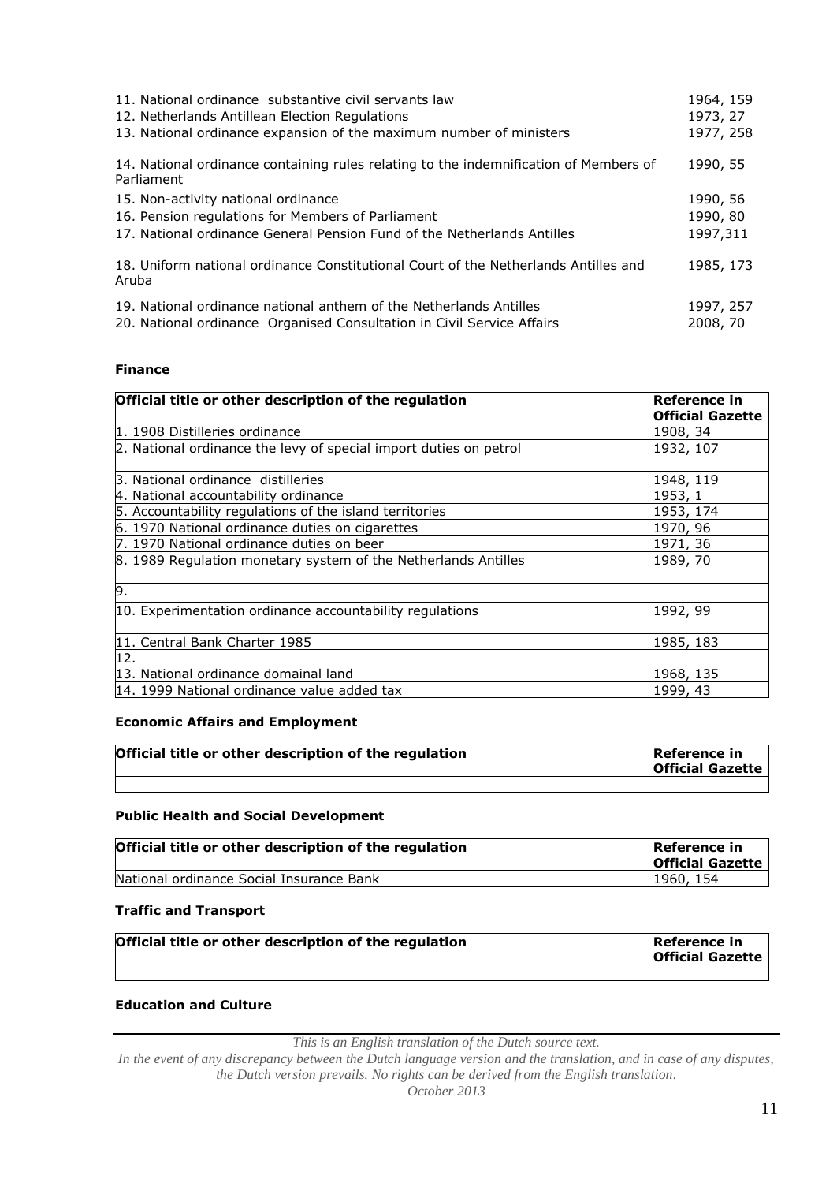| | |
|---|---|
| 11. National ordinance substantive civil servants law | 1964, 159 |
| 12. Netherlands Antillean Election Regulations | 1973, 27 |
| 13. National ordinance expansion of the maximum number of ministers | 1977, 258 |
| 14. National ordinance containing rules relating to the indemnification of Members of Parliament | 1990, 55 |
| 15. Non-activity national ordinance | 1990, 56 |
| 16. Pension regulations for Members of Parliament | 1990, 80 |
| 17. National ordinance General Pension Fund of the Netherlands Antilles | 1997,311 |
| 18. Uniform national ordinance Constitutional Court of the Netherlands Antilles and Aruba | 1985, 173 |
| 19. National ordinance national anthem of the Netherlands Antilles | 1997, 257 |
| 20. National ordinance Organised Consultation in Civil Service Affairs | 2008, 70 |

**Finance**

| Official title or other description of the regulation | Reference in Official Gazette |
|---|---|
| 1. 1908 Distilleries ordinance | 1908, 34 |
| 2. National ordinance the levy of special import duties on petrol | 1932, 107 |
| 3. National ordinance distilleries | 1948, 119 |
| 4. National accountability ordinance | 1953, 1 |
| 5. Accountability regulations of the island territories | 1953, 174 |
| 6. 1970 National ordinance duties on cigarettes | 1970, 96 |
| 7. 1970 National ordinance duties on beer | 1971, 36 |
| 8. 1989 Regulation monetary system of the Netherlands Antilles | 1989, 70 |
| 9. | |
| 10. Experimentation ordinance accountability regulations | 1992, 99 |
| 11. Central Bank Charter 1985 | 1985, 183 |
| 12. | |
| 13. National ordinance domainal land | 1968, 135 |
| 14. 1999 National ordinance value added tax | 1999, 43 |

**Economic Affairs and Employment**

| Official title or other description of the regulation | Reference in Official Gazette |
|---|---|
| | |

**Public Health and Social Development**

| Official title or other description of the regulation | Reference in Official Gazette |
|---|---|
| National ordinance Social Insurance Bank | 1960, 154 |

**Traffic and Transport**

| Official title or other description of the regulation | Reference in Official Gazette |
|---|---|
| | |

**Education and Culture**

*This is an English translation of the Dutch source text.*
*In the event of any discrepancy between the Dutch language version and the translation, and in case of any disputes, the Dutch version prevails. No rights can be derived from the English translation.*
*October 2013*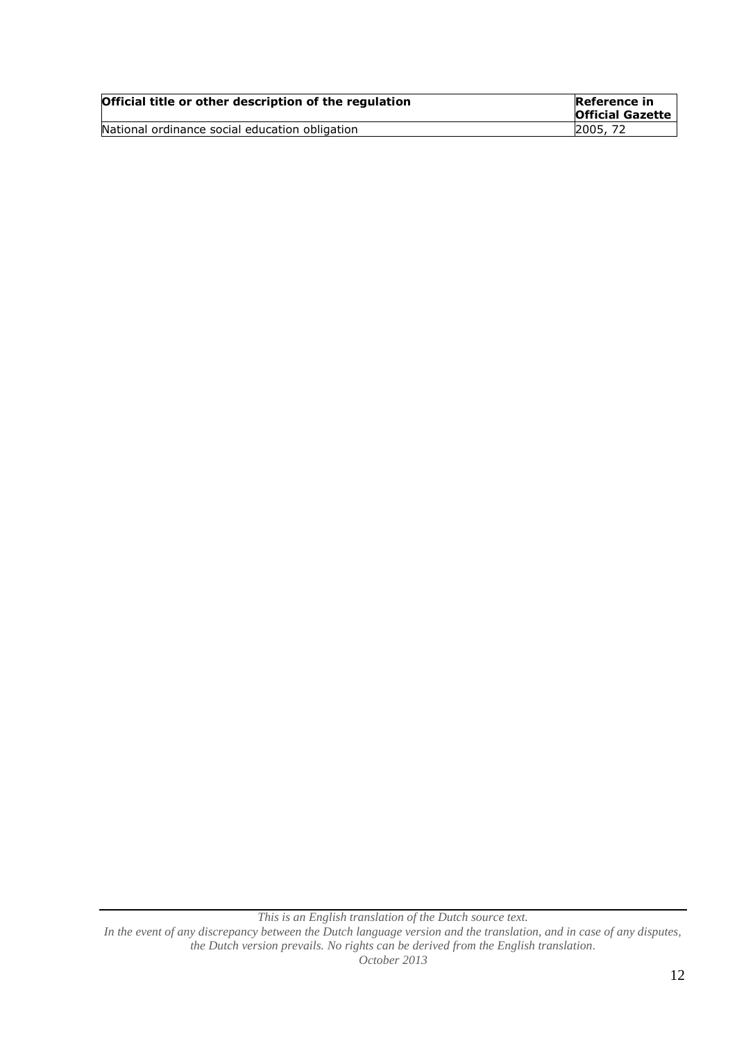| **Official title or other description of the regulation** | **Reference in Official Gazette** |
| --- | --- |
| National ordinance social education obligation | 2005, 72 |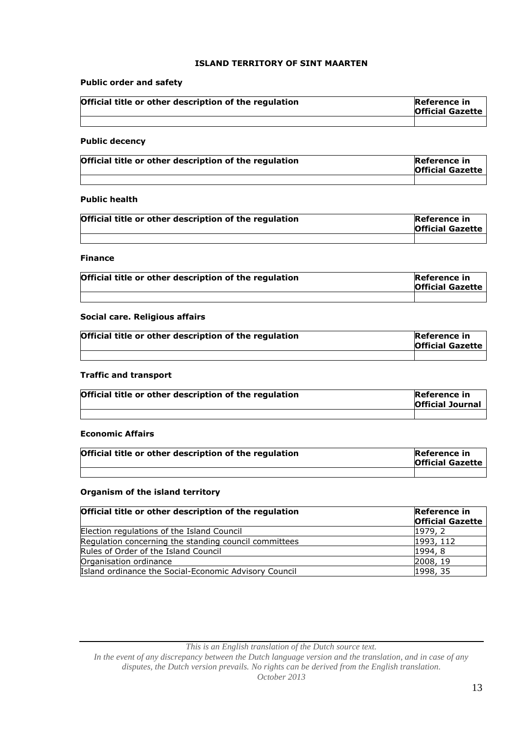**ISLAND TERRITORY OF SINT MAARTEN**

**Public order and safety**

| Official title or other description of the regulation | Reference in Official Gazette |
| --- | --- |
| | |

**Public decency**

| Official title or other description of the regulation | Reference in Official Gazette |
| --- | --- |
| | |

**Public health**

| Official title or other description of the regulation | Reference in Official Gazette |
| --- | --- |
| | |

**Finance**

| Official title or other description of the regulation | Reference in Official Gazette |
| --- | --- |
| | |

**Social care. Religious affairs**

| Official title or other description of the regulation | Reference in Official Gazette |
| --- | --- |
| | |

**Traffic and transport**

| Official title or other description of the regulation | Reference in Official Journal |
| --- | --- |
| | |

**Economic Affairs**

| Official title or other description of the regulation | Reference in Official Gazette |
| --- | --- |
| | |

**Organism of the island territory**

| Official title or other description of the regulation | Reference in Official Gazette |
| --- | --- |
| Election regulations of the Island Council | 1979, 2 |
| Regulation concerning the standing council committees | 1993, 112 |
| Rules of Order of the Island Council | 1994, 8 |
| Organisation ordinance | 2008, 19 |
| Island ordinance the Social-Economic Advisory Council | 1998, 35 |

*This is an English translation of the Dutch source text.*
*In the event of any discrepancy between the Dutch language version and the translation, and in case of any disputes, the Dutch version prevails. No rights can be derived from the English translation.*
*October 2013*